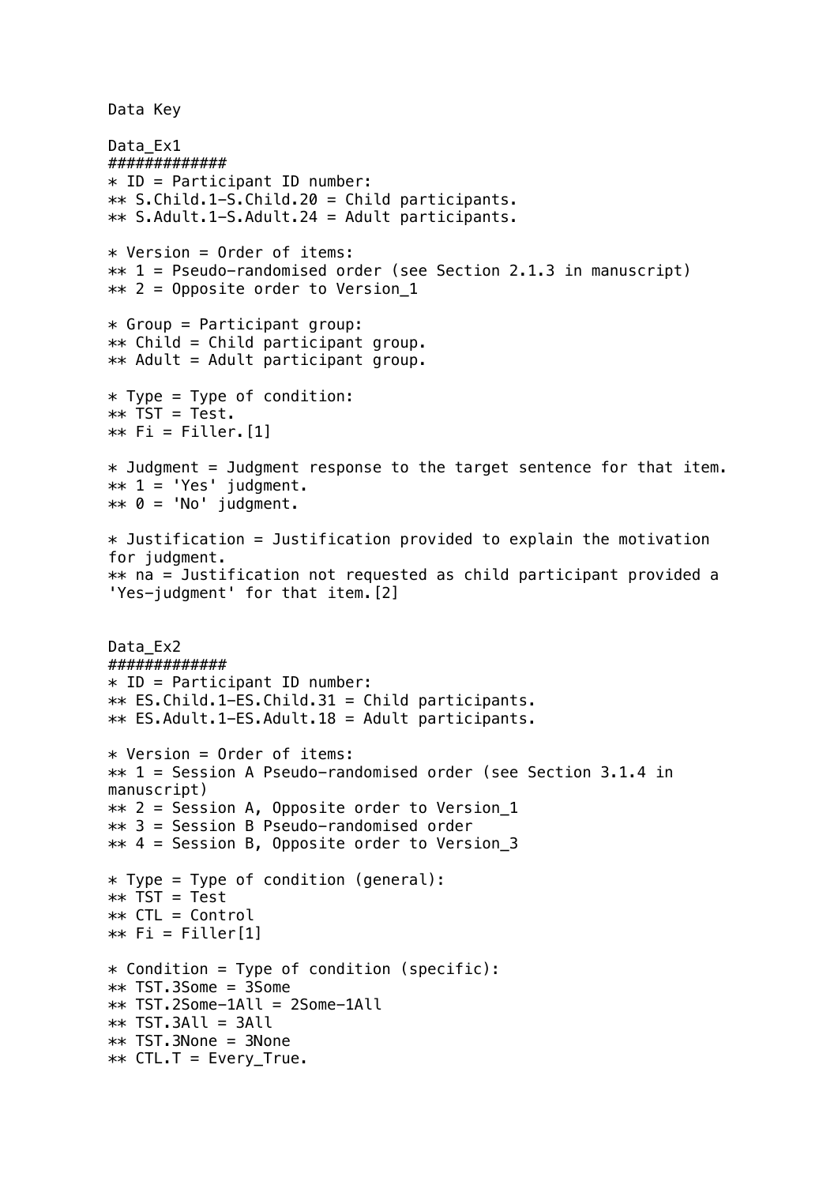Data Key

Data_Ex1
#############
* ID = Participant ID number:
** S.Child.1–S.Child.20 = Child participants.
** S.Adult.1–S.Adult.24 = Adult participants.

* Version = Order of items:
** 1 = Pseudo-randomised order (see Section 2.1.3 in manuscript)
** 2 = Opposite order to Version_1

* Group = Participant group:
** Child = Child participant group.
** Adult = Adult participant group.

* Type = Type of condition:
** TST = Test.
** Fi = Filler.[1]

* Judgment = Judgment response to the target sentence for that item.
** 1 = 'Yes' judgment.
** 0 = 'No' judgment.

* Justification = Justification provided to explain the motivation for judgment.
** na = Justification not requested as child participant provided a 'Yes-judgment' for that item.[2]

Data_Ex2
#############
* ID = Participant ID number:
** ES.Child.1–ES.Child.31 = Child participants.
** ES.Adult.1–ES.Adult.18 = Adult participants.

* Version = Order of items:
** 1 = Session A Pseudo-randomised order (see Section 3.1.4 in manuscript)
** 2 = Session A, Opposite order to Version_1
** 3 = Session B Pseudo-randomised order
** 4 = Session B, Opposite order to Version_3

* Type = Type of condition (general):
** TST = Test
** CTL = Control
** Fi = Filler[1]

* Condition = Type of condition (specific):
** TST.3Some = 3Some
** TST.2Some–1All = 2Some–1All
** TST.3All = 3All
** TST.3None = 3None
** CTL.T = Every_True.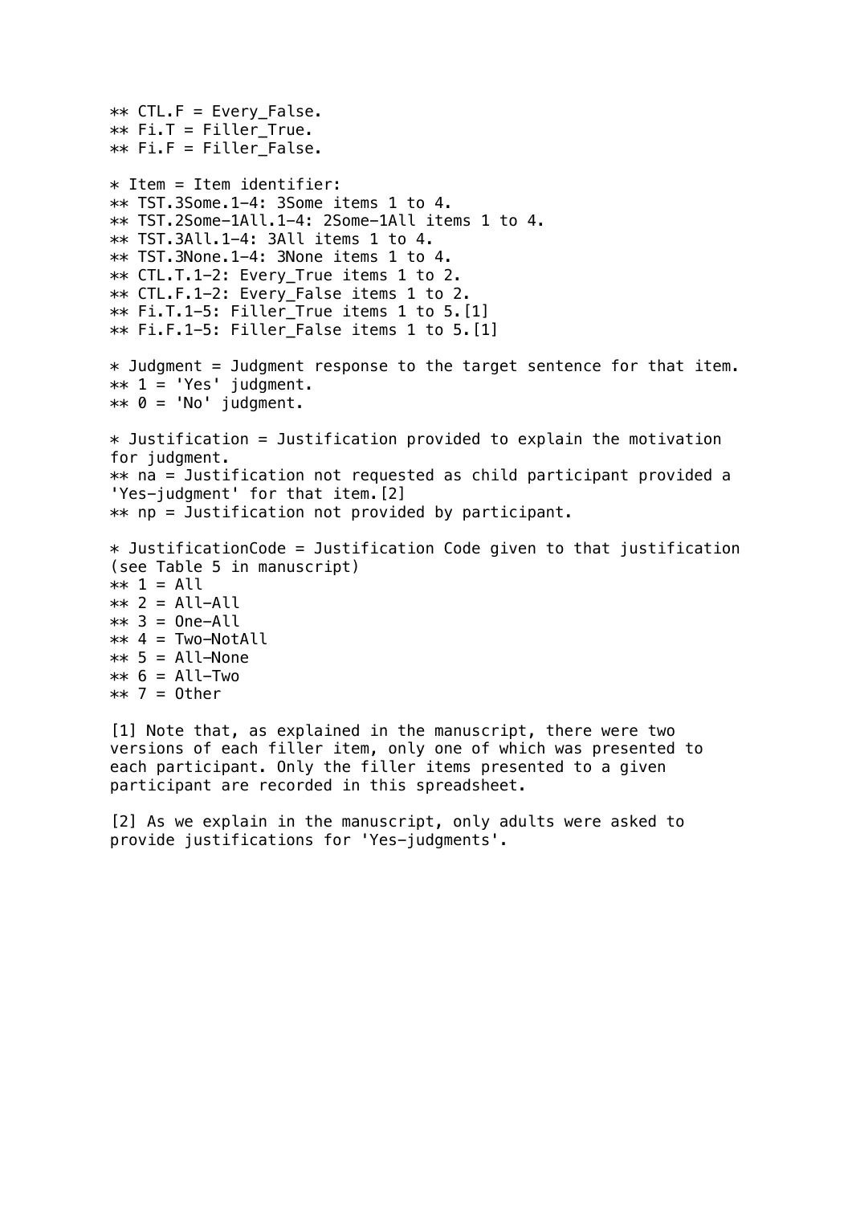** CTL.F = Every_False.
** Fi.T = Filler_True.
** Fi.F = Filler_False.

* Item = Item identifier:
** TST.3Some.1-4: 3Some items 1 to 4.
** TST.2Some-1All.1-4: 2Some-1All items 1 to 4.
** TST.3All.1-4: 3All items 1 to 4.
** TST.3None.1-4: 3None items 1 to 4.
** CTL.T.1-2: Every_True items 1 to 2.
** CTL.F.1-2: Every_False items 1 to 2.
** Fi.T.1-5: Filler_True items 1 to 5.[1]
** Fi.F.1-5: Filler_False items 1 to 5.[1]

* Judgment = Judgment response to the target sentence for that item.
** 1 = 'Yes' judgment.
** 0 = 'No' judgment.

* Justification = Justification provided to explain the motivation for judgment.
** na = Justification not requested as child participant provided a 'Yes-judgment' for that item.[2]
** np = Justification not provided by participant.

* JustificationCode = Justification Code given to that justification (see Table 5 in manuscript)
** 1 = All
** 2 = All-All
** 3 = One-All
** 4 = Two-NotAll
** 5 = All-None
** 6 = All-Two
** 7 = Other

[1] Note that, as explained in the manuscript, there were two versions of each filler item, only one of which was presented to each participant. Only the filler items presented to a given participant are recorded in this spreadsheet.

[2] As we explain in the manuscript, only adults were asked to provide justifications for 'Yes-judgments'.